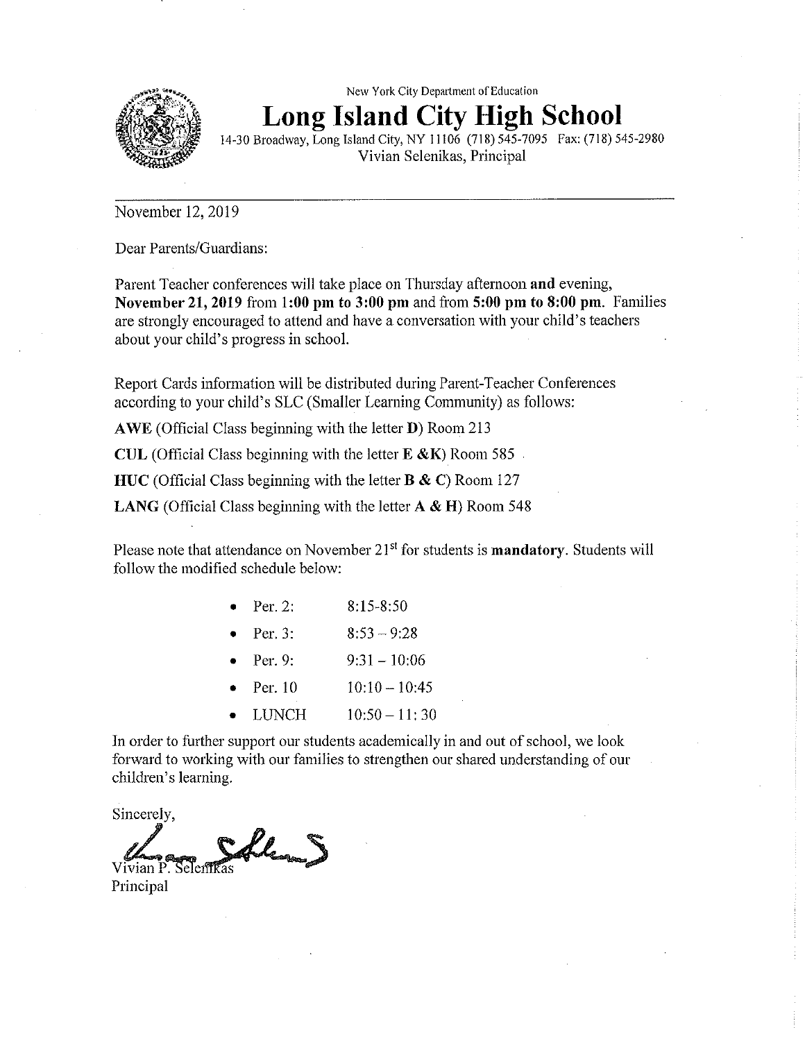New York City Department of Education

# Long Island City High School

14-30 Broadway, Long Island City, NY 11106 (718) 545-7095 Fax: (718) 545-2980
Vivian Selenikas, Principal

---

November 12, 2019

Dear Parents/Guardians:

Parent Teacher conferences will take place on Thursday afternoon **and** evening, **November 21, 2019** from **1:00 pm to 3:00 pm** and from **5:00 pm to 8:00 pm**. Families are strongly encouraged to attend and have a conversation with your child's teachers about your child's progress in school.

Report Cards information will be distributed during Parent-Teacher Conferences according to your child's SLC (Smaller Learning Community) as follows:

**AWE** (Official Class beginning with the letter **D**) Room 213

**CUL** (Official Class beginning with the letter **E &K**) Room 585

**HUC** (Official Class beginning with the letter **B & C**) Room 127

**LANG** (Official Class beginning with the letter **A & H**) Room 548

Please note that attendance on November 21st for students is **mandatory**. Students will follow the modified schedule below:

- Per. 2: 8:15-8:50
- Per. 3: 8:53 – 9:28
- Per. 9: 9:31 – 10:06
- Per. 10 10:10 – 10:45
- LUNCH 10:50 – 11: 30

In order to further support our students academically in and out of school, we look forward to working with our families to strengthen our shared understanding of our children's learning.

Sincerely,

Vivian P. Selenikas
Principal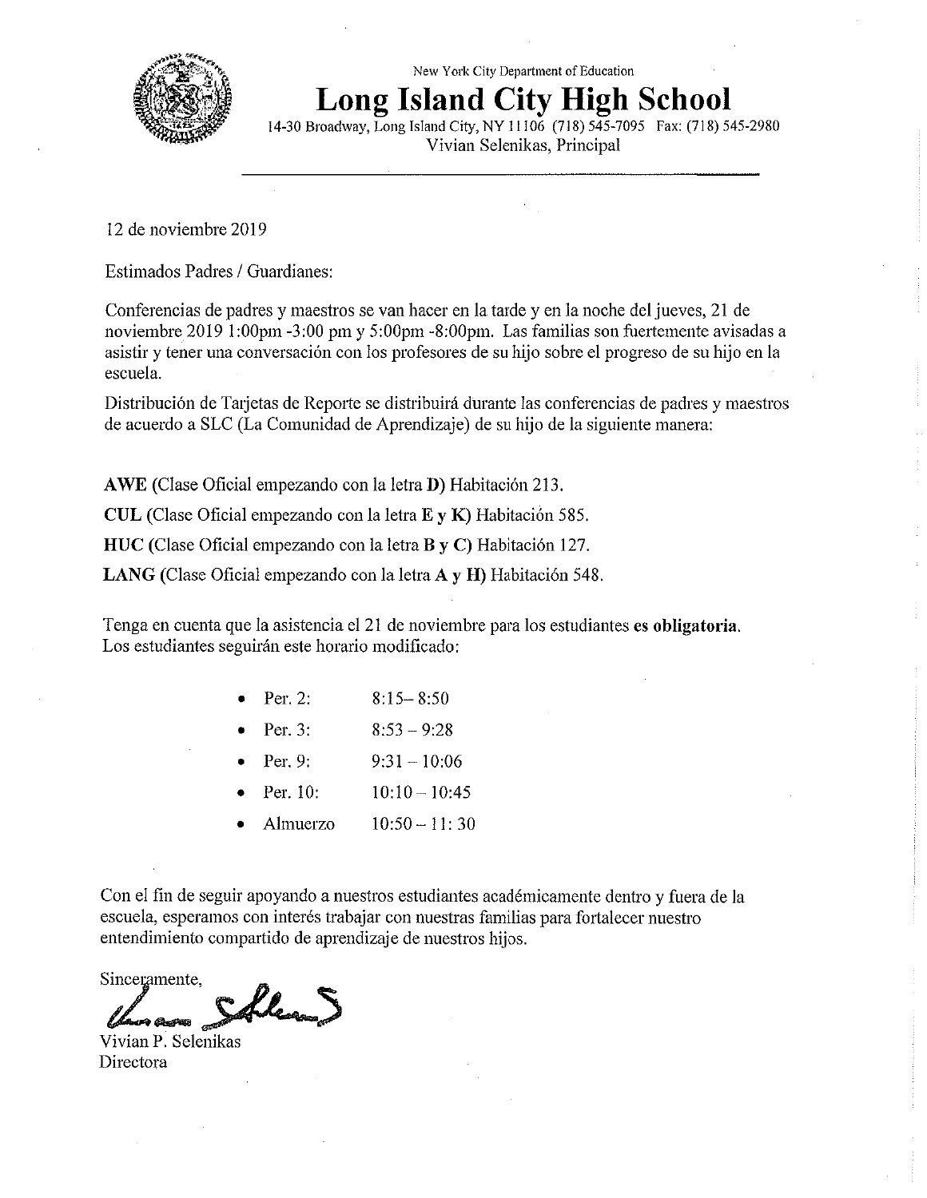New York City Department of Education

# Long Island City High School

14-30 Broadway, Long Island City, NY 11106 (718) 545-7095 Fax: (718) 545-2980
Vivian Selenikas, Principal

---

12 de noviembre 2019

Estimados Padres / Guardianes:

Conferencias de padres y maestros se van hacer en la tarde y en la noche del jueves, 21 de noviembre 2019 1:00pm -3:00 pm y 5:00pm -8:00pm. Las familias son fuertemente avisadas a asistir y tener una conversación con los profesores de su hijo sobre el progreso de su hijo en la escuela.

Distribución de Tarjetas de Reporte se distribuirá durante las conferencias de padres y maestros de acuerdo a SLC (La Comunidad de Aprendizaje) de su hijo de la siguiente manera:

**AWE** (Clase Oficial empezando con la letra **D)** Habitación 213.

**CUL** (Clase Oficial empezando con la letra **E y K)** Habitación 585.

**HUC** (Clase Oficial empezando con la letra **B y C)** Habitación 127.

**LANG** (Clase Oficial empezando con la letra **A y H)** Habitación 548.

Tenga en cuenta que la asistencia el 21 de noviembre para los estudiantes **es obligatoria**. Los estudiantes seguirán este horario modificado:

- Per. 2: 8:15– 8:50
- Per. 3: 8:53 – 9:28
- Per. 9: 9:31 – 10:06
- Per. 10: 10:10 – 10:45
- Almuerzo 10:50 – 11: 30

Con el fin de seguir apoyando a nuestros estudiantes académicamente dentro y fuera de la escuela, esperamos con interés trabajar con nuestras familias para fortalecer nuestro entendimiento compartido de aprendizaje de nuestros hijos.

Sinceramente,

Vivian P. Selenikas
Directora